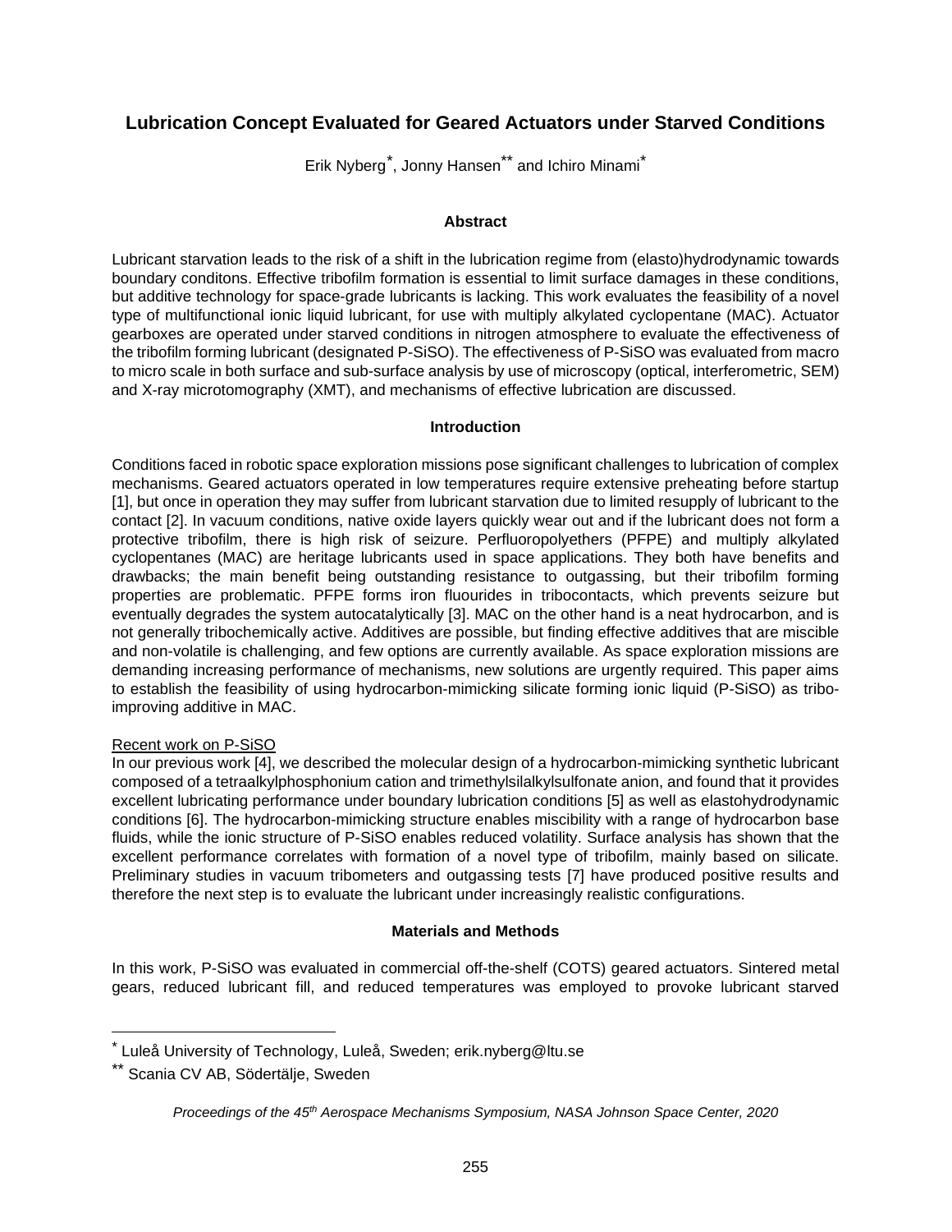# Lubrication Concept Evaluated for Geared Actuators under Starved Conditions

Erik Nyberg[*], Jonny Hansen[**] and Ichiro Minami[*]

## Abstract

Lubricant starvation leads to the risk of a shift in the lubrication regime from (elasto)hydrodynamic towards boundary conditons. Effective tribofilm formation is essential to limit surface damages in these conditions, but additive technology for space-grade lubricants is lacking. This work evaluates the feasibility of a novel type of multifunctional ionic liquid lubricant, for use with multiply alkylated cyclopentane (MAC). Actuator gearboxes are operated under starved conditions in nitrogen atmosphere to evaluate the effectiveness of the tribofilm forming lubricant (designated P-SiSO). The effectiveness of P-SiSO was evaluated from macro to micro scale in both surface and sub-surface analysis by use of microscopy (optical, interferometric, SEM) and X-ray microtomography (XMT), and mechanisms of effective lubrication are discussed.

## Introduction

Conditions faced in robotic space exploration missions pose significant challenges to lubrication of complex mechanisms. Geared actuators operated in low temperatures require extensive preheating before startup [1], but once in operation they may suffer from lubricant starvation due to limited resupply of lubricant to the contact [2]. In vacuum conditions, native oxide layers quickly wear out and if the lubricant does not form a protective tribofilm, there is high risk of seizure. Perfluoropolyethers (PFPE) and multiply alkylated cyclopentanes (MAC) are heritage lubricants used in space applications. They both have benefits and drawbacks; the main benefit being outstanding resistance to outgassing, but their tribofilm forming properties are problematic. PFPE forms iron fluourides in tribocontacts, which prevents seizure but eventually degrades the system autocatalytically [3]. MAC on the other hand is a neat hydrocarbon, and is not generally tribochemically active. Additives are possible, but finding effective additives that are miscible and non-volatile is challenging, and few options are currently available. As space exploration missions are demanding increasing performance of mechanisms, new solutions are urgently required. This paper aims to establish the feasibility of using hydrocarbon-mimicking silicate forming ionic liquid (P-SiSO) as tribo-improving additive in MAC.

### Recent work on P-SiSO

In our previous work [4], we described the molecular design of a hydrocarbon-mimicking synthetic lubricant composed of a tetraalkylphosphonium cation and trimethylsilalkylsulfonate anion, and found that it provides excellent lubricating performance under boundary lubrication conditions [5] as well as elastohydrodynamic conditions [6]. The hydrocarbon-mimicking structure enables miscibility with a range of hydrocarbon base fluids, while the ionic structure of P-SiSO enables reduced volatility. Surface analysis has shown that the excellent performance correlates with formation of a novel type of tribofilm, mainly based on silicate. Preliminary studies in vacuum tribometers and outgassing tests [7] have produced positive results and therefore the next step is to evaluate the lubricant under increasingly realistic configurations.

## Materials and Methods

In this work, P-SiSO was evaluated in commercial off-the-shelf (COTS) geared actuators. Sintered metal gears, reduced lubricant fill, and reduced temperatures was employed to provoke lubricant starved

[*] Luleå University of Technology, Luleå, Sweden; erik.nyberg@ltu.se

[**] Scania CV AB, Södertälje, Sweden

*Proceedings of the 45th Aerospace Mechanisms Symposium, NASA Johnson Space Center, 2020*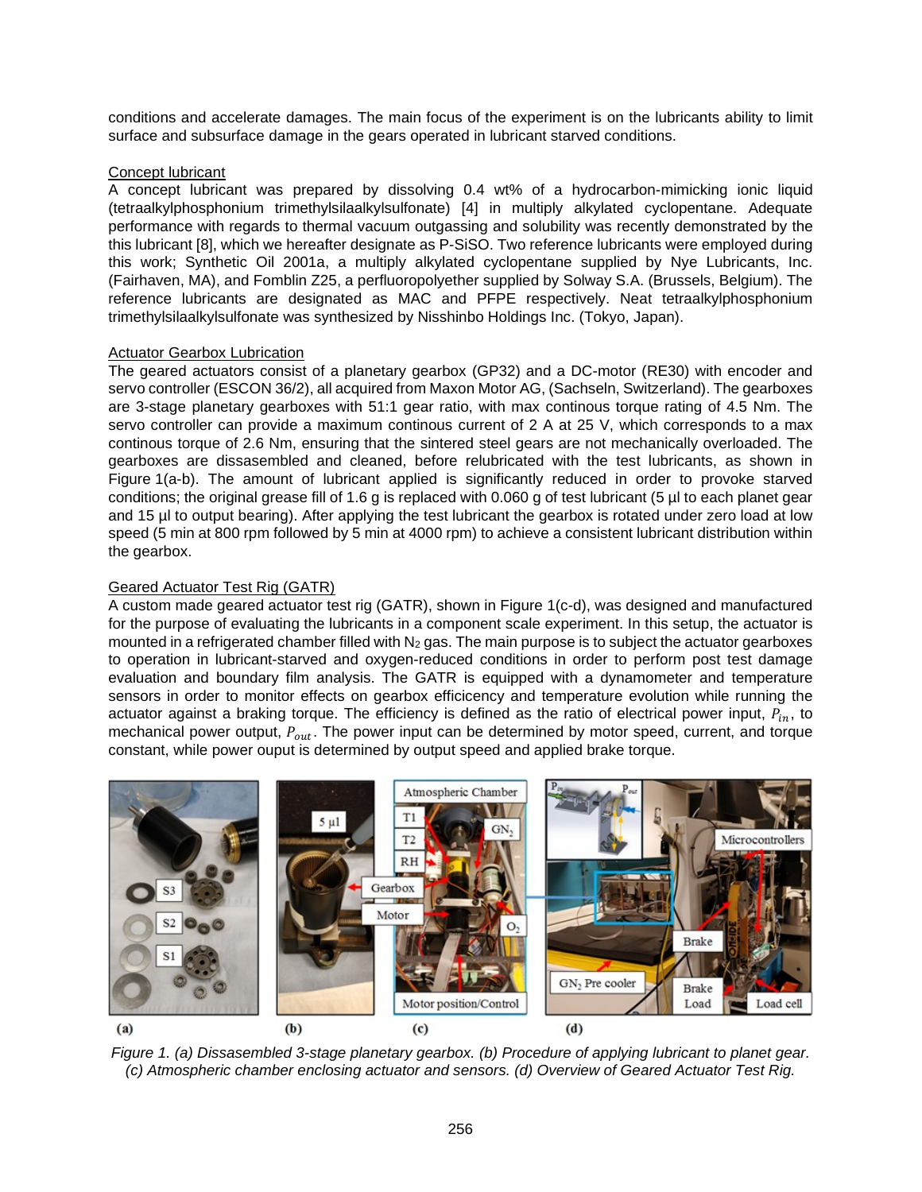conditions and accelerate damages. The main focus of the experiment is on the lubricants ability to limit surface and subsurface damage in the gears operated in lubricant starved conditions.

## Concept lubricant

A concept lubricant was prepared by dissolving 0.4 wt% of a hydrocarbon-mimicking ionic liquid (tetraalkylphosphonium trimethylsilaalkylsulfonate) [4] in multiply alkylated cyclopentane. Adequate performance with regards to thermal vacuum outgassing and solubility was recently demonstrated by the this lubricant [8], which we hereafter designate as P-SiSO. Two reference lubricants were employed during this work; Synthetic Oil 2001a, a multiply alkylated cyclopentane supplied by Nye Lubricants, Inc. (Fairhaven, MA), and Fomblin Z25, a perfluoropolyether supplied by Solway S.A. (Brussels, Belgium). The reference lubricants are designated as MAC and PFPE respectively. Neat tetraalkylphosphonium trimethylsilaalkylsulfonate was synthesized by Nisshinbo Holdings Inc. (Tokyo, Japan).

## Actuator Gearbox Lubrication

The geared actuators consist of a planetary gearbox (GP32) and a DC-motor (RE30) with encoder and servo controller (ESCON 36/2), all acquired from Maxon Motor AG, (Sachseln, Switzerland). The gearboxes are 3-stage planetary gearboxes with 51:1 gear ratio, with max continous torque rating of 4.5 Nm. The servo controller can provide a maximum continous current of 2 A at 25 V, which corresponds to a max continous torque of 2.6 Nm, ensuring that the sintered steel gears are not mechanically overloaded. The gearboxes are dissasembled and cleaned, before relubricated with the test lubricants, as shown in Figure 1(a-b). The amount of lubricant applied is significantly reduced in order to provoke starved conditions; the original grease fill of 1.6 g is replaced with 0.060 g of test lubricant (5 µl to each planet gear and 15 µl to output bearing). After applying the test lubricant the gearbox is rotated under zero load at low speed (5 min at 800 rpm followed by 5 min at 4000 rpm) to achieve a consistent lubricant distribution within the gearbox.

## Geared Actuator Test Rig (GATR)

A custom made geared actuator test rig (GATR), shown in Figure 1(c-d), was designed and manufactured for the purpose of evaluating the lubricants in a component scale experiment. In this setup, the actuator is mounted in a refrigerated chamber filled with $N_2$ gas. The main purpose is to subject the actuator gearboxes to operation in lubricant-starved and oxygen-reduced conditions in order to perform post test damage evaluation and boundary film analysis. The GATR is equipped with a dynamometer and temperature sensors in order to monitor effects on gearbox efficiency and temperature evolution while running the actuator against a braking torque. The efficiency is defined as the ratio of electrical power input, $P_{in}$, to mechanical power output, $P_{out}$. The power input can be determined by motor speed, current, and torque constant, while power ouput is determined by output speed and applied brake torque.

*Figure 1. (a) Dissasembled 3-stage planetary gearbox. (b) Procedure of applying lubricant to planet gear. (c) Atmospheric chamber enclosing actuator and sensors. (d) Overview of Geared Actuator Test Rig.*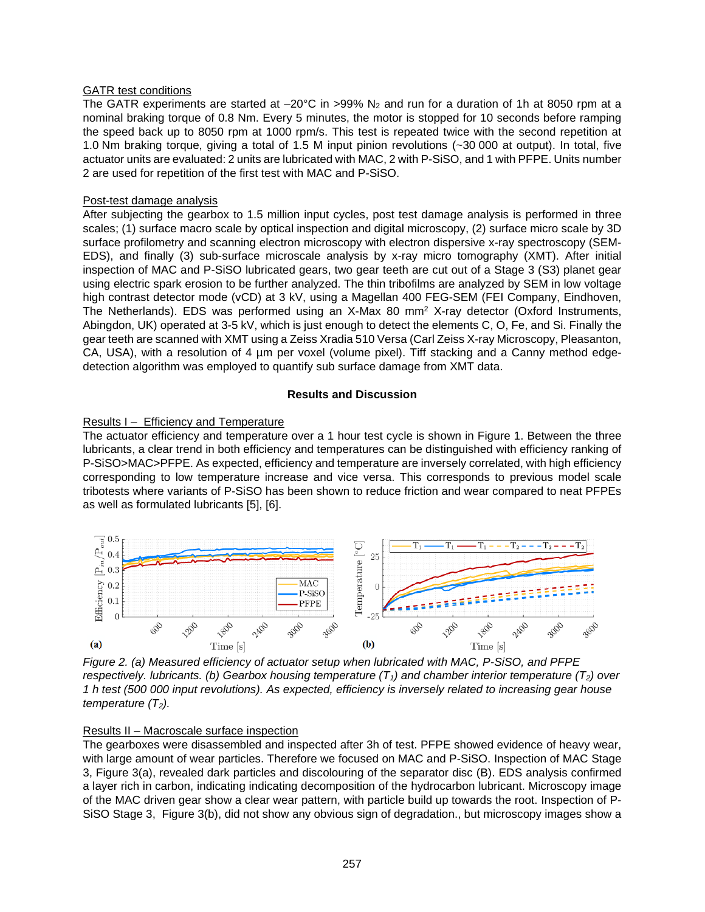GATR test conditions

The GATR experiments are started at –20°C in >99% $N_2$ and run for a duration of 1h at 8050 rpm at a nominal braking torque of 0.8 Nm. Every 5 minutes, the motor is stopped for 10 seconds before ramping the speed back up to 8050 rpm at 1000 rpm/s. This test is repeated twice with the second repetition at 1.0 Nm braking torque, giving a total of 1.5 M input pinion revolutions (~30 000 at output). In total, five actuator units are evaluated: 2 units are lubricated with MAC, 2 with P-SiSO, and 1 with PFPE. Units number 2 are used for repetition of the first test with MAC and P-SiSO.

Post-test damage analysis

After subjecting the gearbox to 1.5 million input cycles, post test damage analysis is performed in three scales; (1) surface macro scale by optical inspection and digital microscopy, (2) surface micro scale by 3D surface profilometry and scanning electron microscopy with electron dispersive x-ray spectroscopy (SEM-EDS), and finally (3) sub-surface microscale analysis by x-ray micro tomography (XMT). After initial inspection of MAC and P-SiSO lubricated gears, two gear teeth are cut out of a Stage 3 (S3) planet gear using electric spark erosion to be further analyzed. The thin tribofilms are analyzed by SEM in low voltage high contrast detector mode (vCD) at 3 kV, using a Magellan 400 FEG-SEM (FEI Company, Eindhoven, The Netherlands). EDS was performed using an X-Max 80 $mm^2$ X-ray detector (Oxford Instruments, Abingdon, UK) operated at 3-5 kV, which is just enough to detect the elements C, O, Fe, and Si. Finally the gear teeth are scanned with XMT using a Zeiss Xradia 510 Versa (Carl Zeiss X-ray Microscopy, Pleasanton, CA, USA), with a resolution of 4 µm per voxel (volume pixel). Tiff stacking and a Canny method edge-detection algorithm was employed to quantify sub surface damage from XMT data.

## Results and Discussion

Results I – Efficiency and Temperature

The actuator efficiency and temperature over a 1 hour test cycle is shown in Figure 1. Between the three lubricants, a clear trend in both efficiency and temperatures can be distinguished with efficiency ranking of P-SiSO>MAC>PFPE. As expected, efficiency and temperature are inversely correlated, with high efficiency corresponding to low temperature increase and vice versa. This corresponds to previous model scale tribotests where variants of P-SiSO has been shown to reduce friction and wear compared to neat PFPEs as well as formulated lubricants [5], [6].

*Figure 2. (a) Measured efficiency of actuator setup when lubricated with MAC, P-SiSO, and PFPE respectively. lubricants. (b) Gearbox housing temperature ($T_1$) and chamber interior temperature ($T_2$) over 1 h test (500 000 input revolutions). As expected, efficiency is inversely related to increasing gear house temperature ($T_2$).*

Results II – Macroscale surface inspection

The gearboxes were disassembled and inspected after 3h of test. PFPE showed evidence of heavy wear, with large amount of wear particles. Therefore we focused on MAC and P-SiSO. Inspection of MAC Stage 3, Figure 3(a), revealed dark particles and discolouring of the separator disc (B). EDS analysis confirmed a layer rich in carbon, indicating indicating decomposition of the hydrocarbon lubricant. Microscopy image of the MAC driven gear show a clear wear pattern, with particle build up towards the root. Inspection of P-SiSO Stage 3, Figure 3(b), did not show any obvious sign of degradation., but microscopy images show a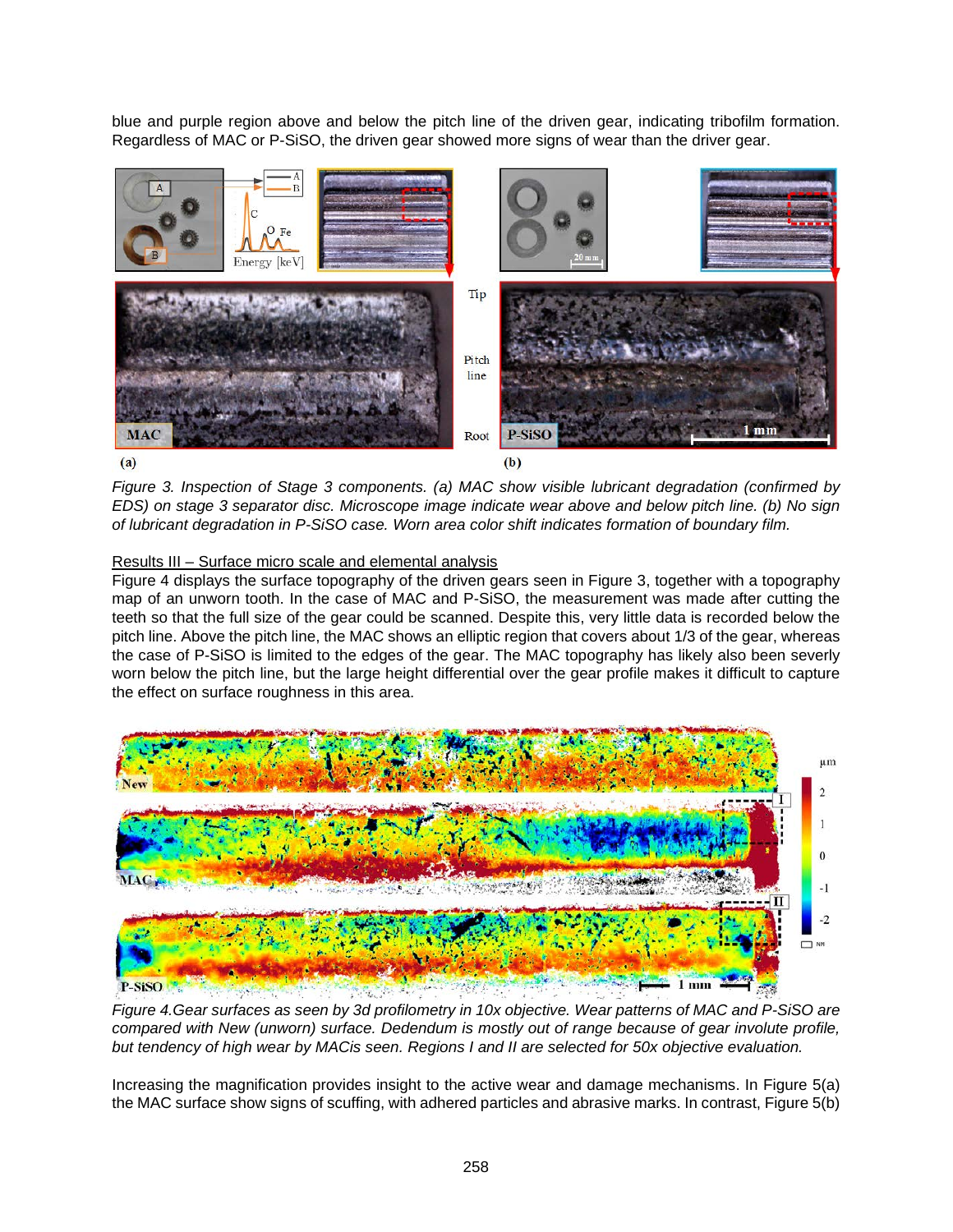blue and purple region above and below the pitch line of the driven gear, indicating tribofilm formation. Regardless of MAC or P-SiSO, the driven gear showed more signs of wear than the driver gear.

*Figure 3. Inspection of Stage 3 components. (a) MAC show visible lubricant degradation (confirmed by EDS) on stage 3 separator disc. Microscope image indicate wear above and below pitch line. (b) No sign of lubricant degradation in P-SiSO case. Worn area color shift indicates formation of boundary film.*

Results III – Surface micro scale and elemental analysis

Figure 4 displays the surface topography of the driven gears seen in Figure 3, together with a topography map of an unworn tooth. In the case of MAC and P-SiSO, the measurement was made after cutting the teeth so that the full size of the gear could be scanned. Despite this, very little data is recorded below the pitch line. Above the pitch line, the MAC shows an elliptic region that covers about 1/3 of the gear, whereas the case of P-SiSO is limited to the edges of the gear. The MAC topography has likely also been severly worn below the pitch line, but the large height differential over the gear profile makes it difficult to capture the effect on surface roughness in this area.

*Figure 4.Gear surfaces as seen by 3d profilometry in 10x objective. Wear patterns of MAC and P-SiSO are compared with New (unworn) surface. Dedendum is mostly out of range because of gear involute profile, but tendency of high wear by MACis seen. Regions I and II are selected for 50x objective evaluation.*

Increasing the magnification provides insight to the active wear and damage mechanisms. In Figure 5(a) the MAC surface show signs of scuffing, with adhered particles and abrasive marks. In contrast, Figure 5(b)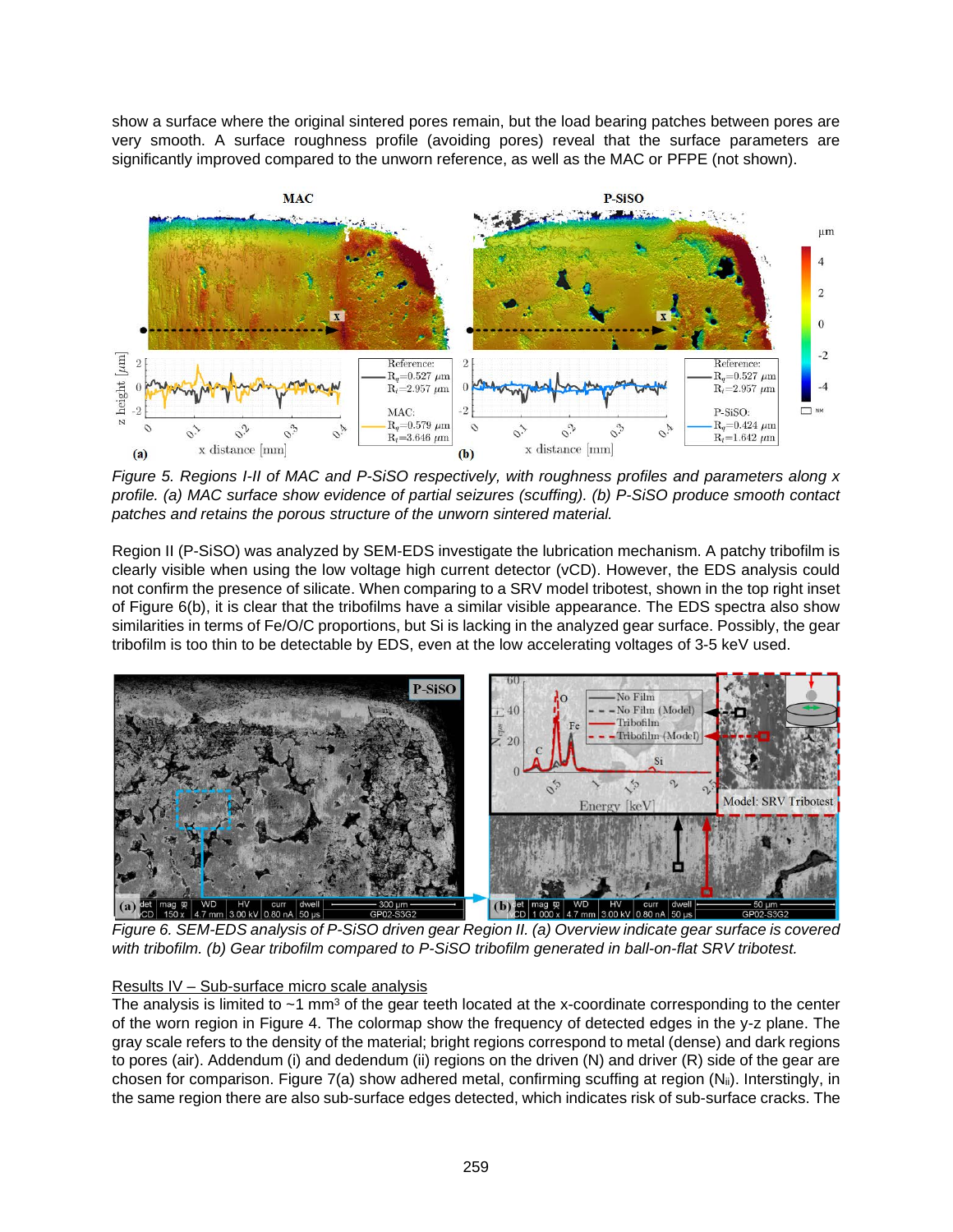show a surface where the original sintered pores remain, but the load bearing patches between pores are very smooth. A surface roughness profile (avoiding pores) reveal that the surface parameters are significantly improved compared to the unworn reference, as well as the MAC or PFPE (not shown).

*Figure 5. Regions I-II of MAC and P-SiSO respectively, with roughness profiles and parameters along x profile. (a) MAC surface show evidence of partial seizures (scuffing). (b) P-SiSO produce smooth contact patches and retains the porous structure of the unworn sintered material.*

Region II (P-SiSO) was analyzed by SEM-EDS investigate the lubrication mechanism. A patchy tribofilm is clearly visible when using the low voltage high current detector (vCD). However, the EDS analysis could not confirm the presence of silicate. When comparing to a SRV model tribotest, shown in the top right inset of Figure 6(b), it is clear that the tribofilms have a similar visible appearance. The EDS spectra also show similarities in terms of Fe/O/C proportions, but Si is lacking in the analyzed gear surface. Possibly, the gear tribofilm is too thin to be detectable by EDS, even at the low accelerating voltages of 3-5 keV used.

*Figure 6. SEM-EDS analysis of P-SiSO driven gear Region II. (a) Overview indicate gear surface is covered with tribofilm. (b) Gear tribofilm compared to P-SiSO tribofilm generated in ball-on-flat SRV tribotest.*

Results IV – Sub-surface micro scale analysis

The analysis is limited to ~1 mm³ of the gear teeth located at the x-coordinate corresponding to the center of the worn region in Figure 4. The colormap show the frequency of detected edges in the y-z plane. The gray scale refers to the density of the material; bright regions correspond to metal (dense) and dark regions to pores (air). Addendum (i) and dedendum (ii) regions on the driven (N) and driver (R) side of the gear are chosen for comparison. Figure 7(a) show adhered metal, confirming scuffing at region ($N_{ii}$). Interstingly, in the same region there are also sub-surface edges detected, which indicates risk of sub-surface cracks. The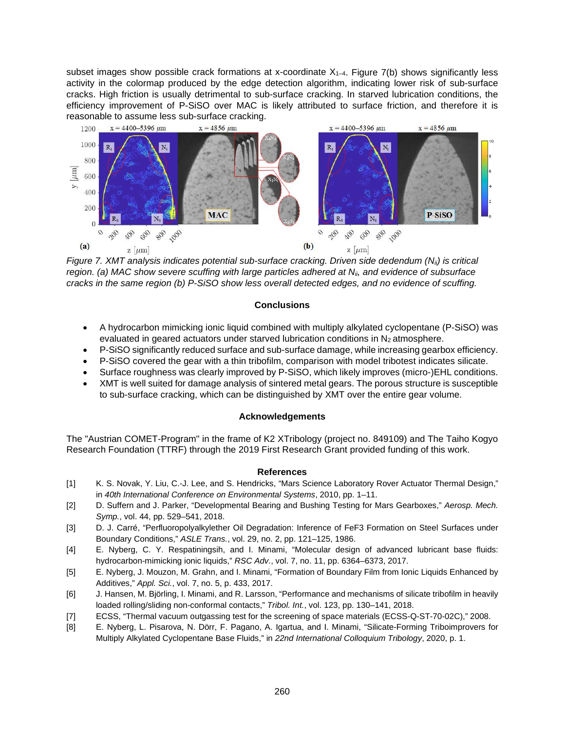subset images show possible crack formations at x-coordinate $X_{1-4}$. Figure 7(b) shows significantly less activity in the colormap produced by the edge detection algorithm, indicating lower risk of sub-surface cracks. High friction is usually detrimental to sub-surface cracking. In starved lubrication conditions, the efficiency improvement of P-SiSO over MAC is likely attributed to surface friction, and therefore it is reasonable to assume less sub-surface cracking.

(a)
x = 4400–5396 μm
x = 4856 μm
y [μm]
1200
1000
800
600
400
200
0
z [μm]
0
200
400
600
800
1000
$R_i$
$N_i$
$R_{ii}$
$N_{ii}$
MAC
$X_4N_i$
$X_3N_i$
$X_1N_i$
$X_2N_i$

(b)
x = 4400–5396 μm
x = 4856 μm
z [μm]
0
200
400
600
800
1000
$R_i$
$N_i$
$R_{ii}$
$N_{ii}$
P-SiSO
10
8
6
4
2
0

*Figure 7. XMT analysis indicates potential sub-surface cracking. Driven side dedendum ($N_{ii}$) is critical region. (a) MAC show severe scuffing with large particles adhered at $N_{ii}$, and evidence of subsurface cracks in the same region (b) P-SiSO show less overall detected edges, and no evidence of scuffing.*

## Conclusions

- A hydrocarbon mimicking ionic liquid combined with multiply alkylated cyclopentane (P-SiSO) was evaluated in geared actuators under starved lubrication conditions in $N_2$ atmosphere.
- P-SiSO significantly reduced surface and sub-surface damage, while increasing gearbox efficiency.
- P-SiSO covered the gear with a thin tribofilm, comparison with model tribotest indicates silicate.
- Surface roughness was clearly improved by P-SiSO, which likely improves (micro-)EHL conditions.
- XMT is well suited for damage analysis of sintered metal gears. The porous structure is susceptible to sub-surface cracking, which can be distinguished by XMT over the entire gear volume.

## Acknowledgements

The "Austrian COMET-Program" in the frame of K2 XTribology (project no. 849109) and The Taiho Kogyo Research Foundation (TTRF) through the 2019 First Research Grant provided funding of this work.

## References

[1] K. S. Novak, Y. Liu, C.-J. Lee, and S. Hendricks, “Mars Science Laboratory Rover Actuator Thermal Design,” in *40th International Conference on Environmental Systems*, 2010, pp. 1–11.

[2] D. Suffern and J. Parker, “Developmental Bearing and Bushing Testing for Mars Gearboxes,” *Aerosp. Mech. Symp.*, vol. 44, pp. 529–541, 2018.

[3] D. J. Carré, “Perfluoropolyalkylether Oil Degradation: Inference of FeF3 Formation on Steel Surfaces under Boundary Conditions,” *ASLE Trans.*, vol. 29, no. 2, pp. 121–125, 1986.

[4] E. Nyberg, C. Y. Respatiningsih, and I. Minami, “Molecular design of advanced lubricant base fluids: hydrocarbon-mimicking ionic liquids,” *RSC Adv.*, vol. 7, no. 11, pp. 6364–6373, 2017.

[5] E. Nyberg, J. Mouzon, M. Grahn, and I. Minami, “Formation of Boundary Film from Ionic Liquids Enhanced by Additives,” *Appl. Sci.*, vol. 7, no. 5, p. 433, 2017.

[6] J. Hansen, M. Björling, I. Minami, and R. Larsson, “Performance and mechanisms of silicate tribofilm in heavily loaded rolling/sliding non-conformal contacts,” *Tribol. Int.*, vol. 123, pp. 130–141, 2018.

[7] ECSS, “Thermal vacuum outgassing test for the screening of space materials (ECSS-Q-ST-70-02C),” 2008.

[8] E. Nyberg, L. Pisarova, N. Dörr, F. Pagano, A. Igartua, and I. Minami, “Silicate-Forming Triboimprovers for Multiply Alkylated Cyclopentane Base Fluids,” in *22nd International Colloquium Tribology*, 2020, p. 1.